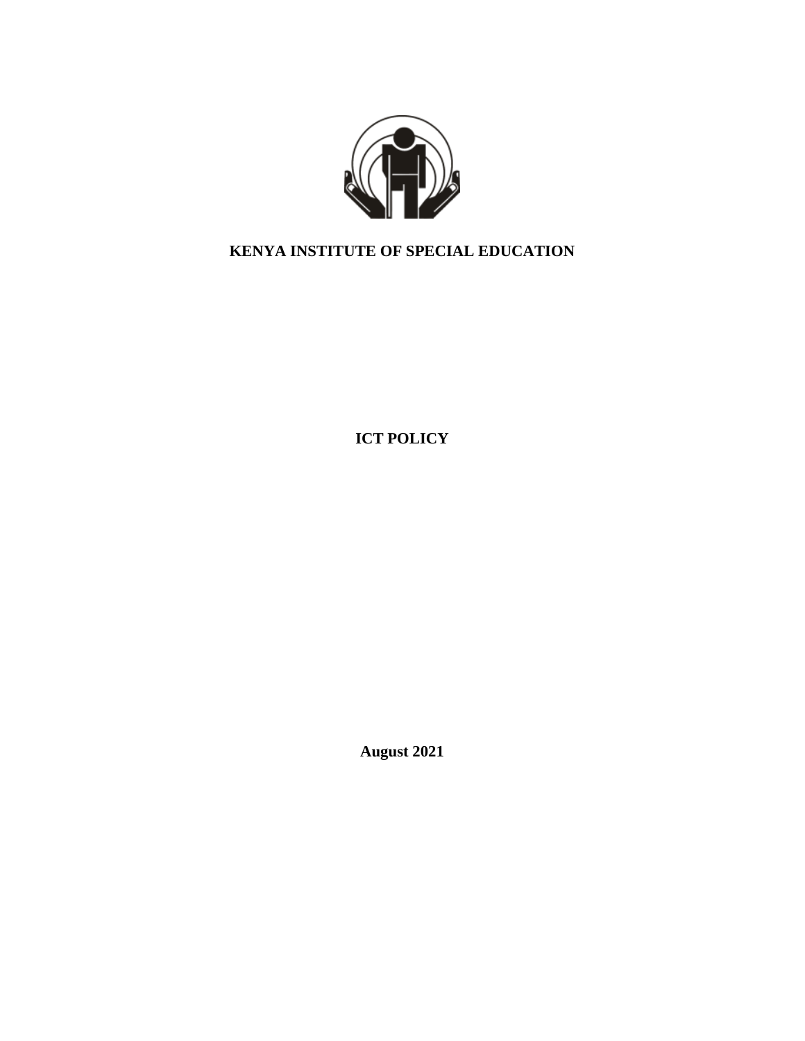# KENYA INSTITUTE OF SPECIAL EDUCATION

# ICT POLICY

**August 2021**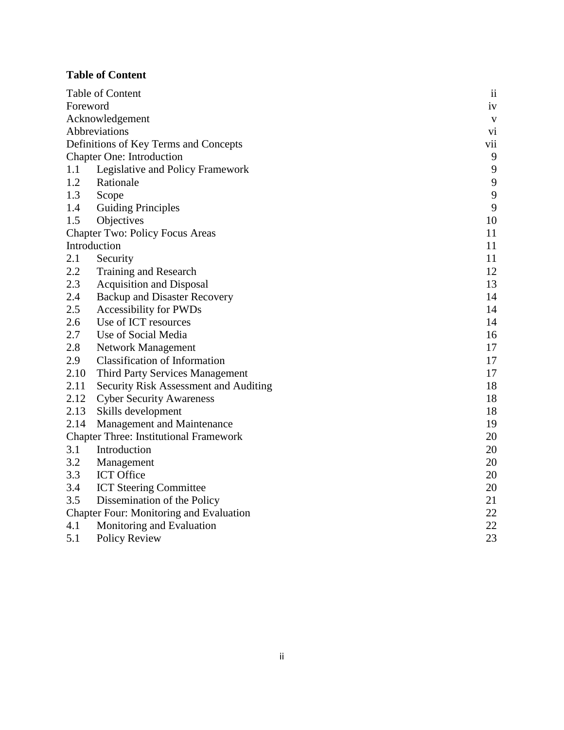**Table of Content**

| | | |
|---|---|---|
| Table of Content | | ii |
| Foreword | | iv |
| Acknowledgement | | v |
| Abbreviations | | vi |
| Definitions of Key Terms and Concepts | | vii |
| Chapter One: Introduction | | 9 |
| 1.1 | Legislative and Policy Framework | 9 |
| 1.2 | Rationale | 9 |
| 1.3 | Scope | 9 |
| 1.4 | Guiding Principles | 9 |
| 1.5 | Objectives | 10 |
| Chapter Two: Policy Focus Areas | | 11 |
| Introduction | | 11 |
| 2.1 | Security | 11 |
| 2.2 | Training and Research | 12 |
| 2.3 | Acquisition and Disposal | 13 |
| 2.4 | Backup and Disaster Recovery | 14 |
| 2.5 | Accessibility for PWDs | 14 |
| 2.6 | Use of ICT resources | 14 |
| 2.7 | Use of Social Media | 16 |
| 2.8 | Network Management | 17 |
| 2.9 | Classification of Information | 17 |
| 2.10 | Third Party Services Management | 17 |
| 2.11 | Security Risk Assessment and Auditing | 18 |
| 2.12 | Cyber Security Awareness | 18 |
| 2.13 | Skills development | 18 |
| 2.14 | Management and Maintenance | 19 |
| Chapter Three: Institutional Framework | | 20 |
| 3.1 | Introduction | 20 |
| 3.2 | Management | 20 |
| 3.3 | ICT Office | 20 |
| 3.4 | ICT Steering Committee | 20 |
| 3.5 | Dissemination of the Policy | 21 |
| Chapter Four: Monitoring and Evaluation | | 22 |
| 4.1 | Monitoring and Evaluation | 22 |
| 5.1 | Policy Review | 23 |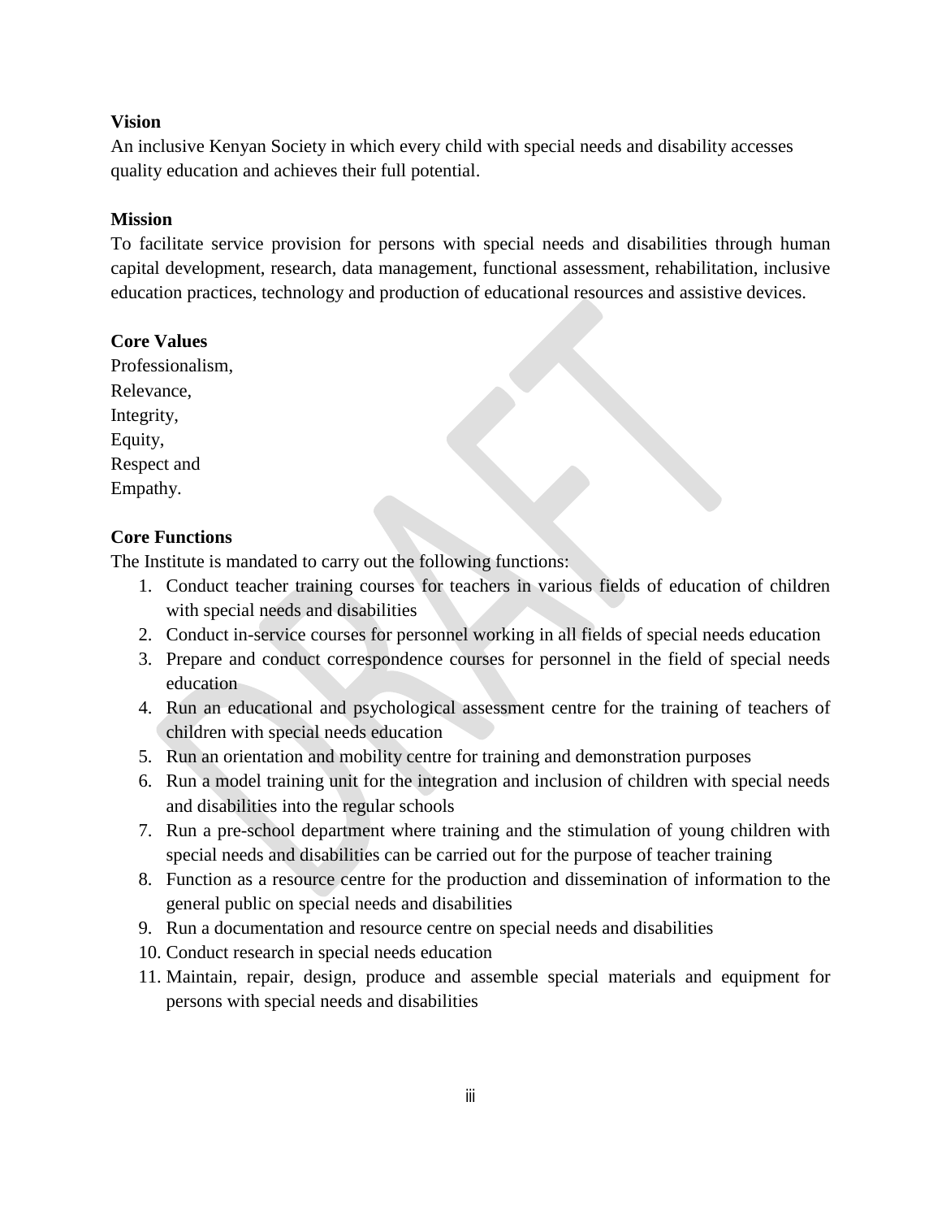**Vision**

An inclusive Kenyan Society in which every child with special needs and disability accesses quality education and achieves their full potential.

**Mission**

To facilitate service provision for persons with special needs and disabilities through human capital development, research, data management, functional assessment, rehabilitation, inclusive education practices, technology and production of educational resources and assistive devices.

**Core Values**

Professionalism,
Relevance,
Integrity,
Equity,
Respect and
Empathy.

**Core Functions**

The Institute is mandated to carry out the following functions:

1. Conduct teacher training courses for teachers in various fields of education of children with special needs and disabilities
2. Conduct in-service courses for personnel working in all fields of special needs education
3. Prepare and conduct correspondence courses for personnel in the field of special needs education
4. Run an educational and psychological assessment centre for the training of teachers of children with special needs education
5. Run an orientation and mobility centre for training and demonstration purposes
6. Run a model training unit for the integration and inclusion of children with special needs and disabilities into the regular schools
7. Run a pre-school department where training and the stimulation of young children with special needs and disabilities can be carried out for the purpose of teacher training
8. Function as a resource centre for the production and dissemination of information to the general public on special needs and disabilities
9. Run a documentation and resource centre on special needs and disabilities
10. Conduct research in special needs education
11. Maintain, repair, design, produce and assemble special materials and equipment for persons with special needs and disabilities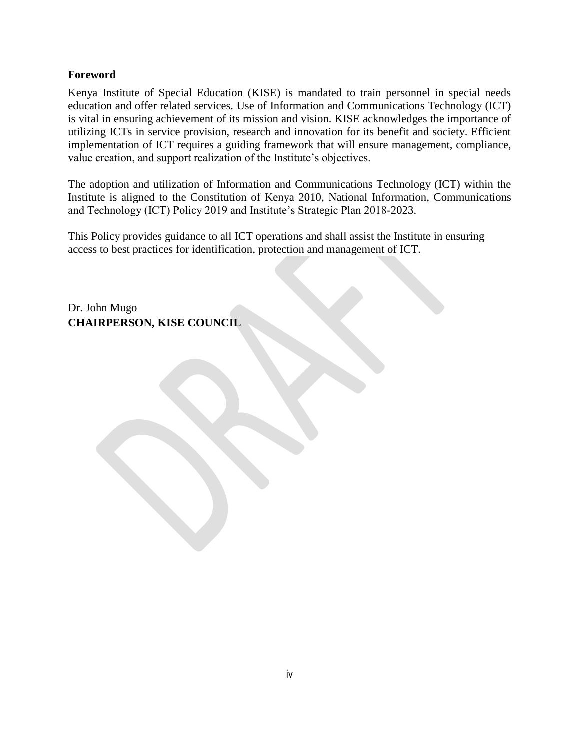## Foreword

Kenya Institute of Special Education (KISE) is mandated to train personnel in special needs education and offer related services. Use of Information and Communications Technology (ICT) is vital in ensuring achievement of its mission and vision. KISE acknowledges the importance of utilizing ICTs in service provision, research and innovation for its benefit and society. Efficient implementation of ICT requires a guiding framework that will ensure management, compliance, value creation, and support realization of the Institute's objectives.

The adoption and utilization of Information and Communications Technology (ICT) within the Institute is aligned to the Constitution of Kenya 2010, National Information, Communications and Technology (ICT) Policy 2019 and Institute's Strategic Plan 2018-2023.

This Policy provides guidance to all ICT operations and shall assist the Institute in ensuring access to best practices for identification, protection and management of ICT.

Dr. John Mugo
**CHAIRPERSON, KISE COUNCIL**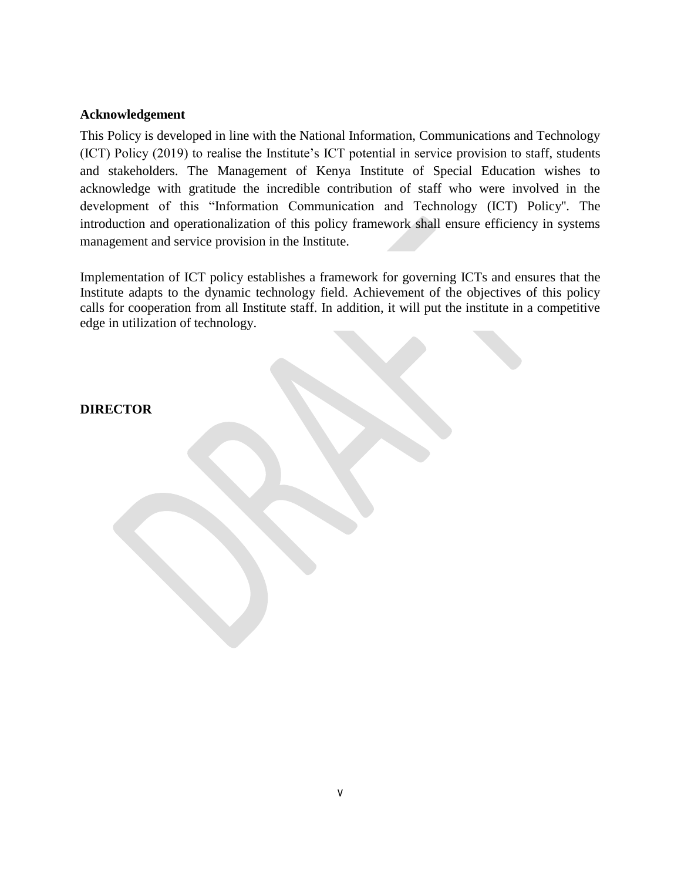**Acknowledgement**

This Policy is developed in line with the National Information, Communications and Technology (ICT) Policy (2019) to realise the Institute's ICT potential in service provision to staff, students and stakeholders. The Management of Kenya Institute of Special Education wishes to acknowledge with gratitude the incredible contribution of staff who were involved in the development of this "Information Communication and Technology (ICT) Policy". The introduction and operationalization of this policy framework shall ensure efficiency in systems management and service provision in the Institute.

Implementation of ICT policy establishes a framework for governing ICTs and ensures that the Institute adapts to the dynamic technology field. Achievement of the objectives of this policy calls for cooperation from all Institute staff. In addition, it will put the institute in a competitive edge in utilization of technology.

**DIRECTOR**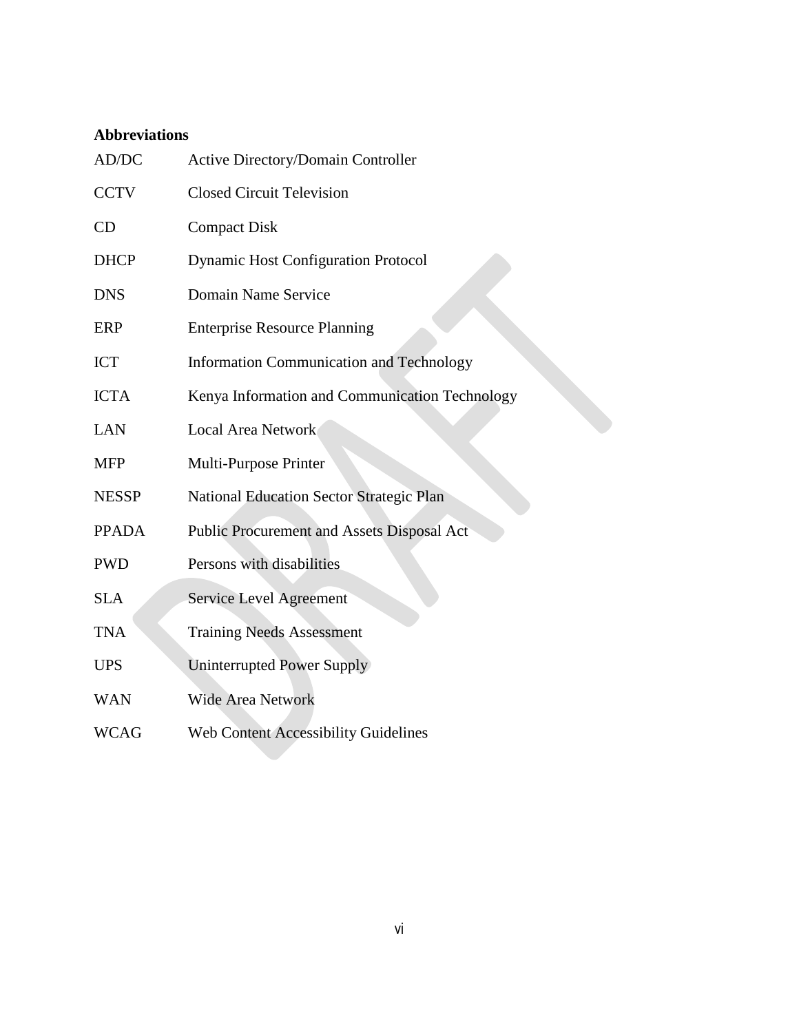**Abbreviations**

| | |
|---|---|
| AD/DC | Active Directory/Domain Controller |
| CCTV | Closed Circuit Television |
| CD | Compact Disk |
| DHCP | Dynamic Host Configuration Protocol |
| DNS | Domain Name Service |
| ERP | Enterprise Resource Planning |
| ICT | Information Communication and Technology |
| ICTA | Kenya Information and Communication Technology |
| LAN | Local Area Network |
| MFP | Multi-Purpose Printer |
| NESSP | National Education Sector Strategic Plan |
| PPADA | Public Procurement and Assets Disposal Act |
| PWD | Persons with disabilities |
| SLA | Service Level Agreement |
| TNA | Training Needs Assessment |
| UPS | Uninterrupted Power Supply |
| WAN | Wide Area Network |
| WCAG | Web Content Accessibility Guidelines |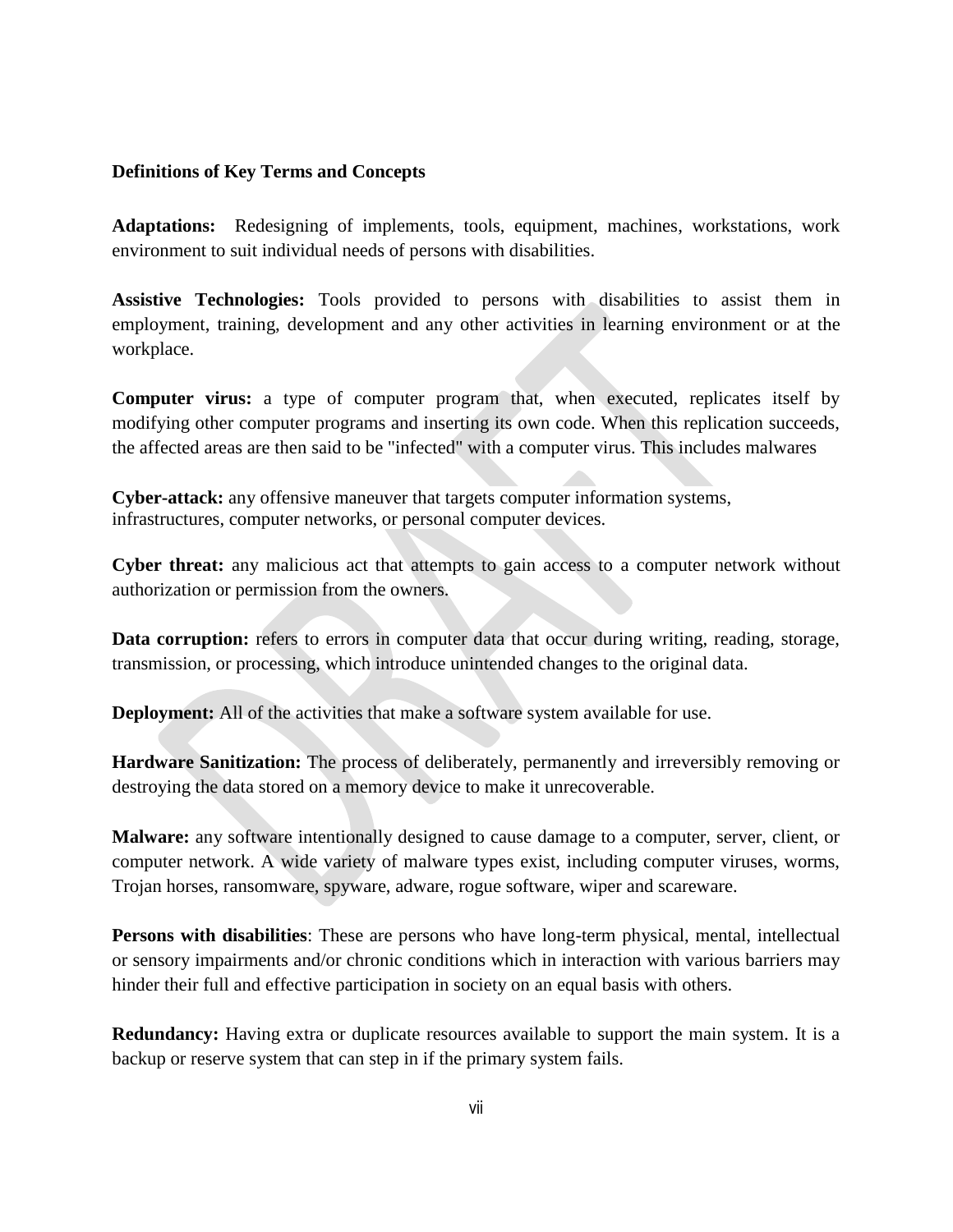**Definitions of Key Terms and Concepts**

**Adaptations:** Redesigning of implements, tools, equipment, machines, workstations, work environment to suit individual needs of persons with disabilities.

**Assistive Technologies:** Tools provided to persons with disabilities to assist them in employment, training, development and any other activities in learning environment or at the workplace.

**Computer virus:** a type of computer program that, when executed, replicates itself by modifying other computer programs and inserting its own code. When this replication succeeds, the affected areas are then said to be "infected" with a computer virus. This includes malwares

**Cyber-attack:** any offensive maneuver that targets computer information systems, infrastructures, computer networks, or personal computer devices.

**Cyber threat:** any malicious act that attempts to gain access to a computer network without authorization or permission from the owners.

**Data corruption:** refers to errors in computer data that occur during writing, reading, storage, transmission, or processing, which introduce unintended changes to the original data.

**Deployment:** All of the activities that make a software system available for use.

**Hardware Sanitization:** The process of deliberately, permanently and irreversibly removing or destroying the data stored on a memory device to make it unrecoverable.

**Malware:** any software intentionally designed to cause damage to a computer, server, client, or computer network. A wide variety of malware types exist, including computer viruses, worms, Trojan horses, ransomware, spyware, adware, rogue software, wiper and scareware.

**Persons with disabilities**: These are persons who have long-term physical, mental, intellectual or sensory impairments and/or chronic conditions which in interaction with various barriers may hinder their full and effective participation in society on an equal basis with others.

**Redundancy:** Having extra or duplicate resources available to support the main system. It is a backup or reserve system that can step in if the primary system fails.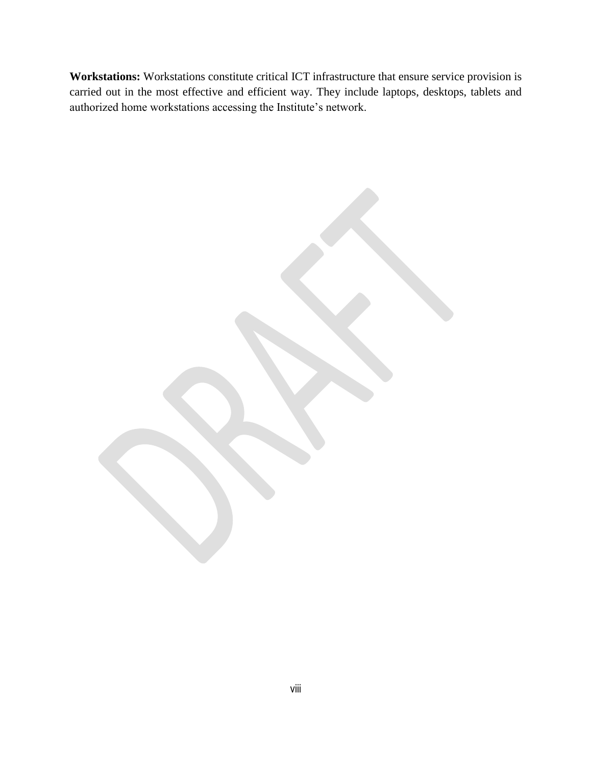**Workstations:** Workstations constitute critical ICT infrastructure that ensure service provision is carried out in the most effective and efficient way. They include laptops, desktops, tablets and authorized home workstations accessing the Institute's network.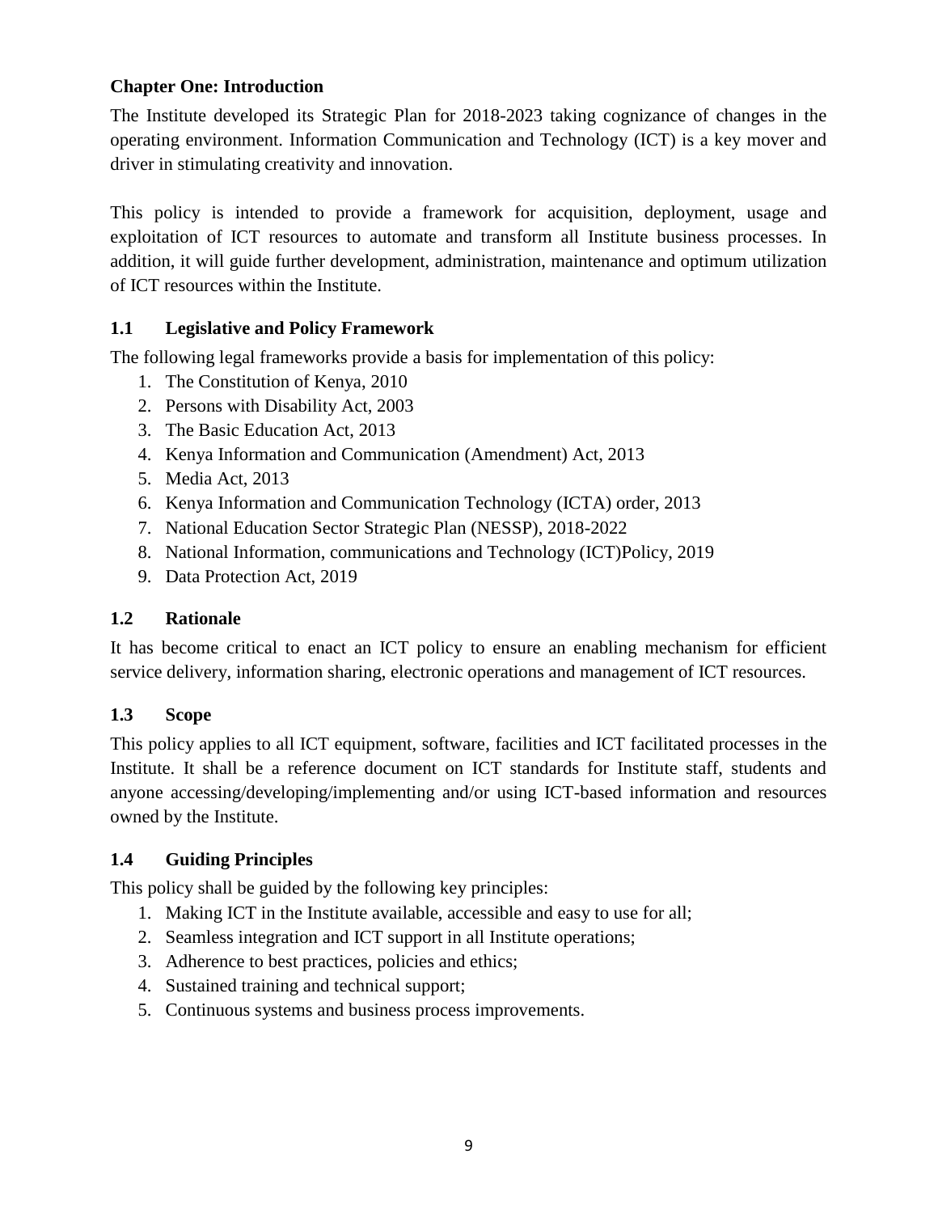## Chapter One: Introduction

The Institute developed its Strategic Plan for 2018-2023 taking cognizance of changes in the operating environment. Information Communication and Technology (ICT) is a key mover and driver in stimulating creativity and innovation.

This policy is intended to provide a framework for acquisition, deployment, usage and exploitation of ICT resources to automate and transform all Institute business processes. In addition, it will guide further development, administration, maintenance and optimum utilization of ICT resources within the Institute.

### 1.1 Legislative and Policy Framework

The following legal frameworks provide a basis for implementation of this policy:

1. The Constitution of Kenya, 2010
2. Persons with Disability Act, 2003
3. The Basic Education Act, 2013
4. Kenya Information and Communication (Amendment) Act, 2013
5. Media Act, 2013
6. Kenya Information and Communication Technology (ICTA) order, 2013
7. National Education Sector Strategic Plan (NESSP), 2018-2022
8. National Information, communications and Technology (ICT)Policy, 2019
9. Data Protection Act, 2019

### 1.2 Rationale

It has become critical to enact an ICT policy to ensure an enabling mechanism for efficient service delivery, information sharing, electronic operations and management of ICT resources.

### 1.3 Scope

This policy applies to all ICT equipment, software, facilities and ICT facilitated processes in the Institute. It shall be a reference document on ICT standards for Institute staff, students and anyone accessing/developing/implementing and/or using ICT-based information and resources owned by the Institute.

### 1.4 Guiding Principles

This policy shall be guided by the following key principles:

1. Making ICT in the Institute available, accessible and easy to use for all;
2. Seamless integration and ICT support in all Institute operations;
3. Adherence to best practices, policies and ethics;
4. Sustained training and technical support;
5. Continuous systems and business process improvements.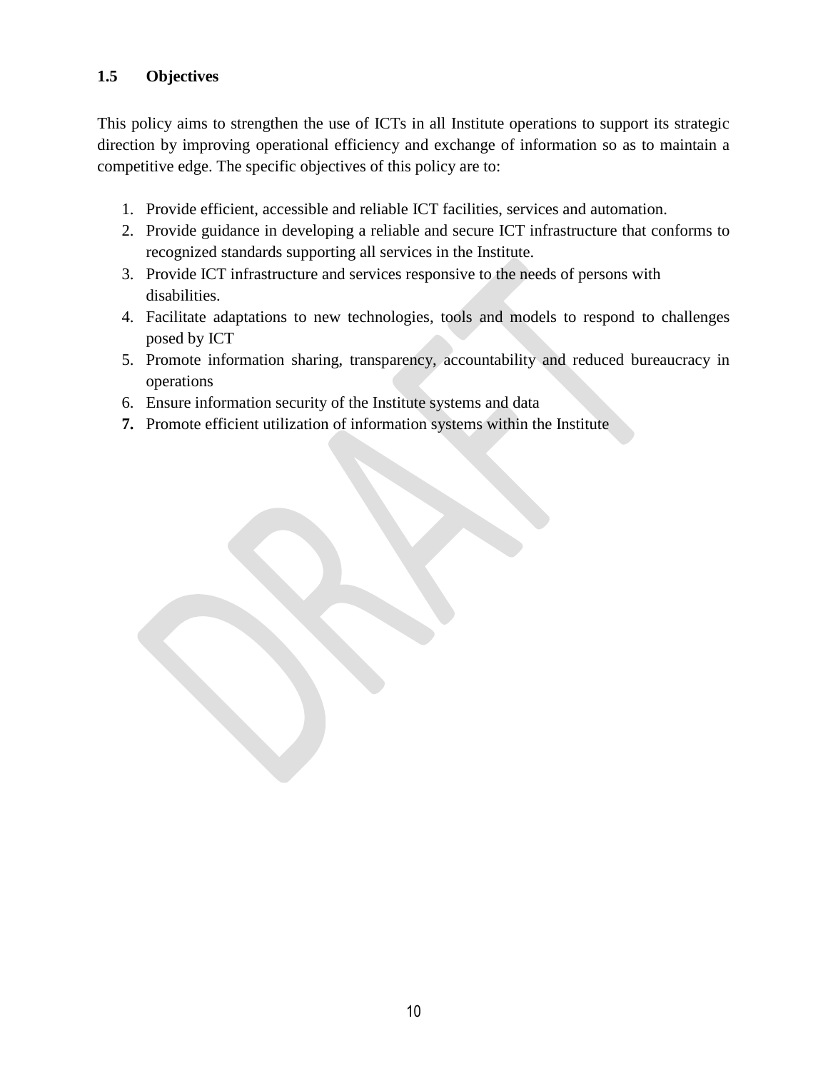### 1.5 Objectives

This policy aims to strengthen the use of ICTs in all Institute operations to support its strategic direction by improving operational efficiency and exchange of information so as to maintain a competitive edge. The specific objectives of this policy are to:

1. Provide efficient, accessible and reliable ICT facilities, services and automation.
2. Provide guidance in developing a reliable and secure ICT infrastructure that conforms to recognized standards supporting all services in the Institute.
3. Provide ICT infrastructure and services responsive to the needs of persons with disabilities.
4. Facilitate adaptations to new technologies, tools and models to respond to challenges posed by ICT
5. Promote information sharing, transparency, accountability and reduced bureaucracy in operations
6. Ensure information security of the Institute systems and data
7. Promote efficient utilization of information systems within the Institute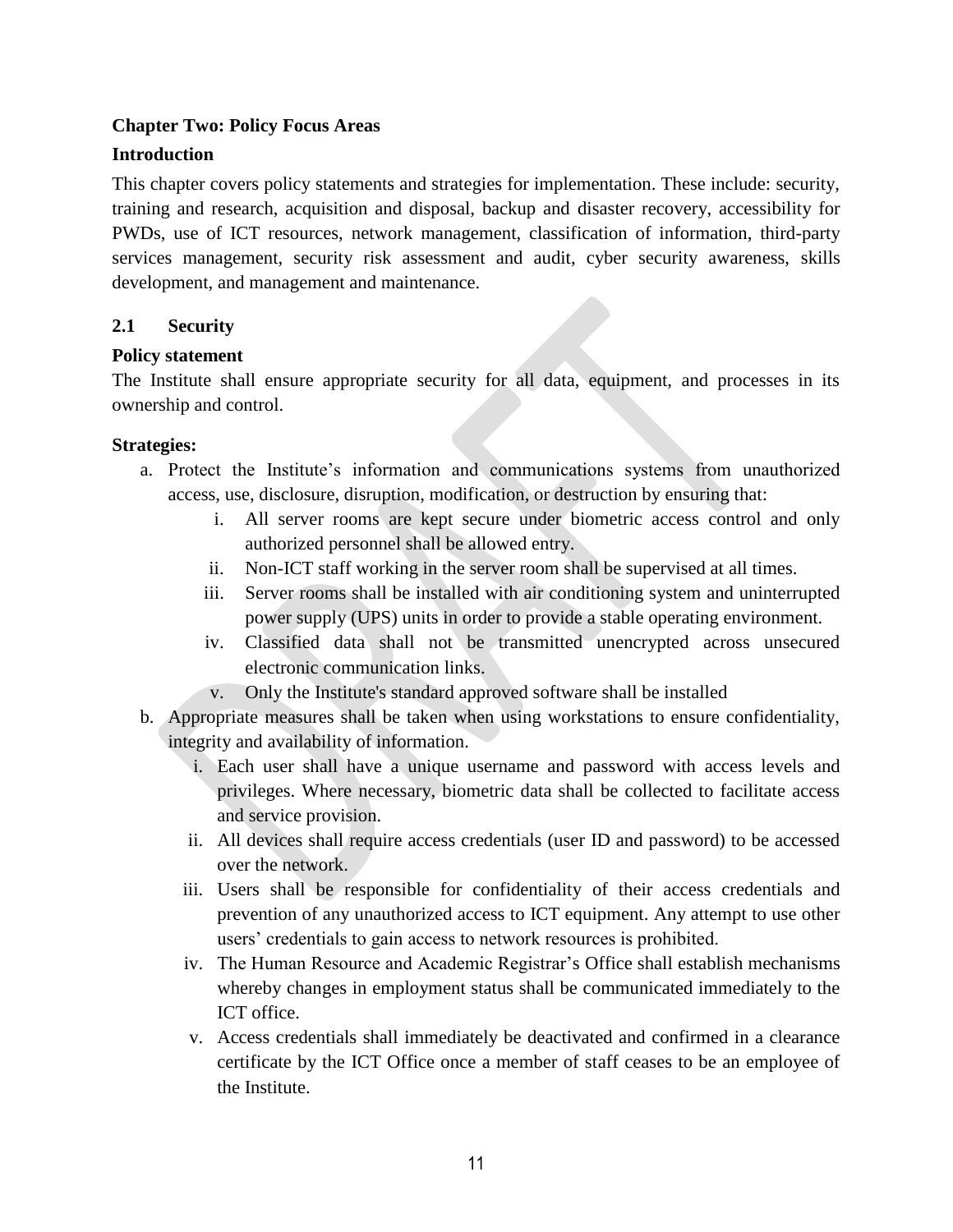## Chapter Two: Policy Focus Areas

### Introduction

This chapter covers policy statements and strategies for implementation. These include: security, training and research, acquisition and disposal, backup and disaster recovery, accessibility for PWDs, use of ICT resources, network management, classification of information, third-party services management, security risk assessment and audit, cyber security awareness, skills development, and management and maintenance.

### 2.1 Security

**Policy statement**

The Institute shall ensure appropriate security for all data, equipment, and processes in its ownership and control.

**Strategies:**

a. Protect the Institute's information and communications systems from unauthorized access, use, disclosure, disruption, modification, or destruction by ensuring that:
   i. All server rooms are kept secure under biometric access control and only authorized personnel shall be allowed entry.
   ii. Non-ICT staff working in the server room shall be supervised at all times.
   iii. Server rooms shall be installed with air conditioning system and uninterrupted power supply (UPS) units in order to provide a stable operating environment.
   iv. Classified data shall not be transmitted unencrypted across unsecured electronic communication links.
   v. Only the Institute's standard approved software shall be installed

b. Appropriate measures shall be taken when using workstations to ensure confidentiality, integrity and availability of information.
   i. Each user shall have a unique username and password with access levels and privileges. Where necessary, biometric data shall be collected to facilitate access and service provision.
   ii. All devices shall require access credentials (user ID and password) to be accessed over the network.
   iii. Users shall be responsible for confidentiality of their access credentials and prevention of any unauthorized access to ICT equipment. Any attempt to use other users' credentials to gain access to network resources is prohibited.
   iv. The Human Resource and Academic Registrar's Office shall establish mechanisms whereby changes in employment status shall be communicated immediately to the ICT office.
   v. Access credentials shall immediately be deactivated and confirmed in a clearance certificate by the ICT Office once a member of staff ceases to be an employee of the Institute.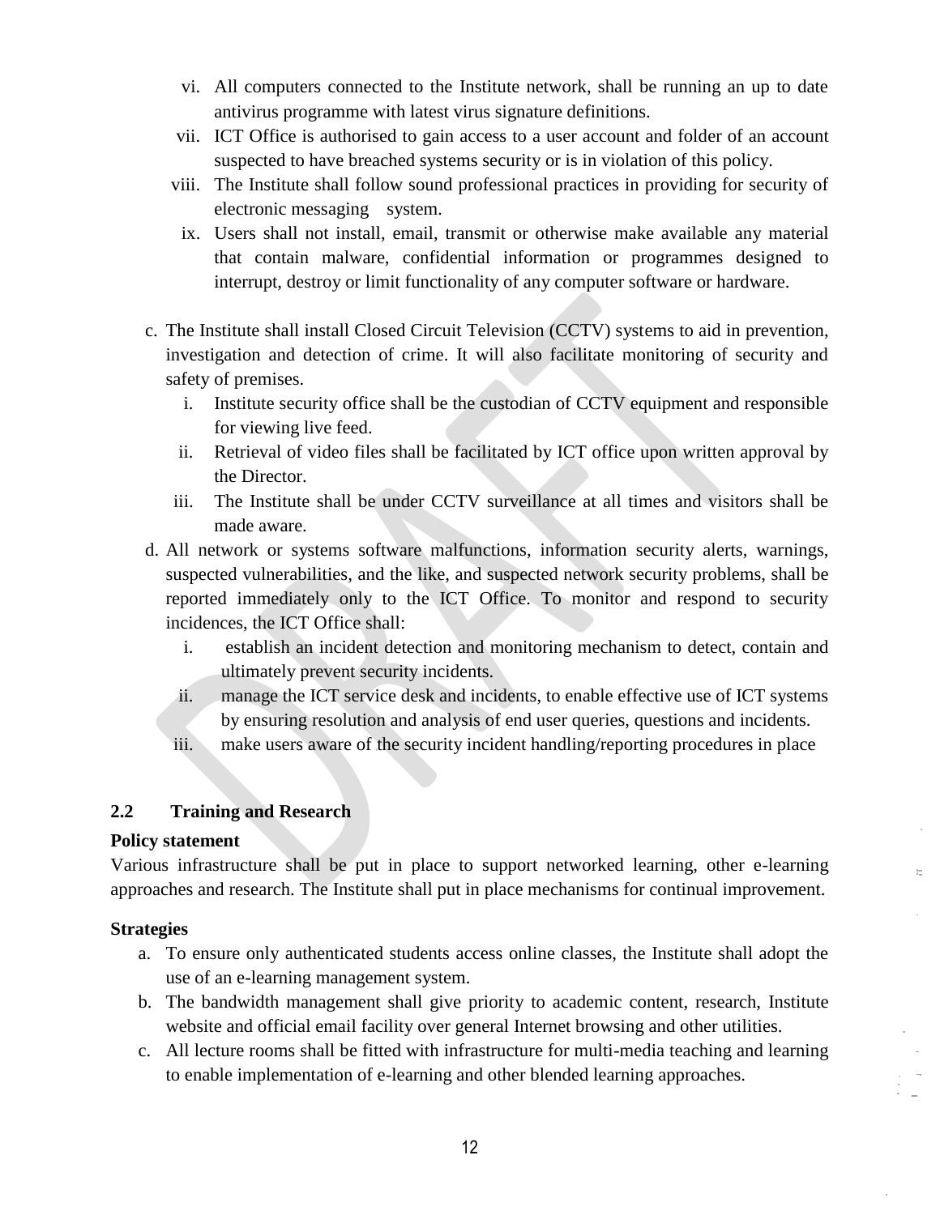vi. All computers connected to the Institute network, shall be running an up to date antivirus programme with latest virus signature definitions.

vii. ICT Office is authorised to gain access to a user account and folder of an account suspected to have breached systems security or is in violation of this policy.

viii. The Institute shall follow sound professional practices in providing for security of electronic messaging system.

ix. Users shall not install, email, transmit or otherwise make available any material that contain malware, confidential information or programmes designed to interrupt, destroy or limit functionality of any computer software or hardware.

c. The Institute shall install Closed Circuit Television (CCTV) systems to aid in prevention, investigation and detection of crime. It will also facilitate monitoring of security and safety of premises.

   i. Institute security office shall be the custodian of CCTV equipment and responsible for viewing live feed.

   ii. Retrieval of video files shall be facilitated by ICT office upon written approval by the Director.

   iii. The Institute shall be under CCTV surveillance at all times and visitors shall be made aware.

d. All network or systems software malfunctions, information security alerts, warnings, suspected vulnerabilities, and the like, and suspected network security problems, shall be reported immediately only to the ICT Office. To monitor and respond to security incidences, the ICT Office shall:

   i. establish an incident detection and monitoring mechanism to detect, contain and ultimately prevent security incidents.

   ii. manage the ICT service desk and incidents, to enable effective use of ICT systems by ensuring resolution and analysis of end user queries, questions and incidents.

   iii. make users aware of the security incident handling/reporting procedures in place

## 2.2 Training and Research

**Policy statement**

Various infrastructure shall be put in place to support networked learning, other e-learning approaches and research. The Institute shall put in place mechanisms for continual improvement.

**Strategies**

a. To ensure only authenticated students access online classes, the Institute shall adopt the use of an e-learning management system.

b. The bandwidth management shall give priority to academic content, research, Institute website and official email facility over general Internet browsing and other utilities.

c. All lecture rooms shall be fitted with infrastructure for multi-media teaching and learning to enable implementation of e-learning and other blended learning approaches.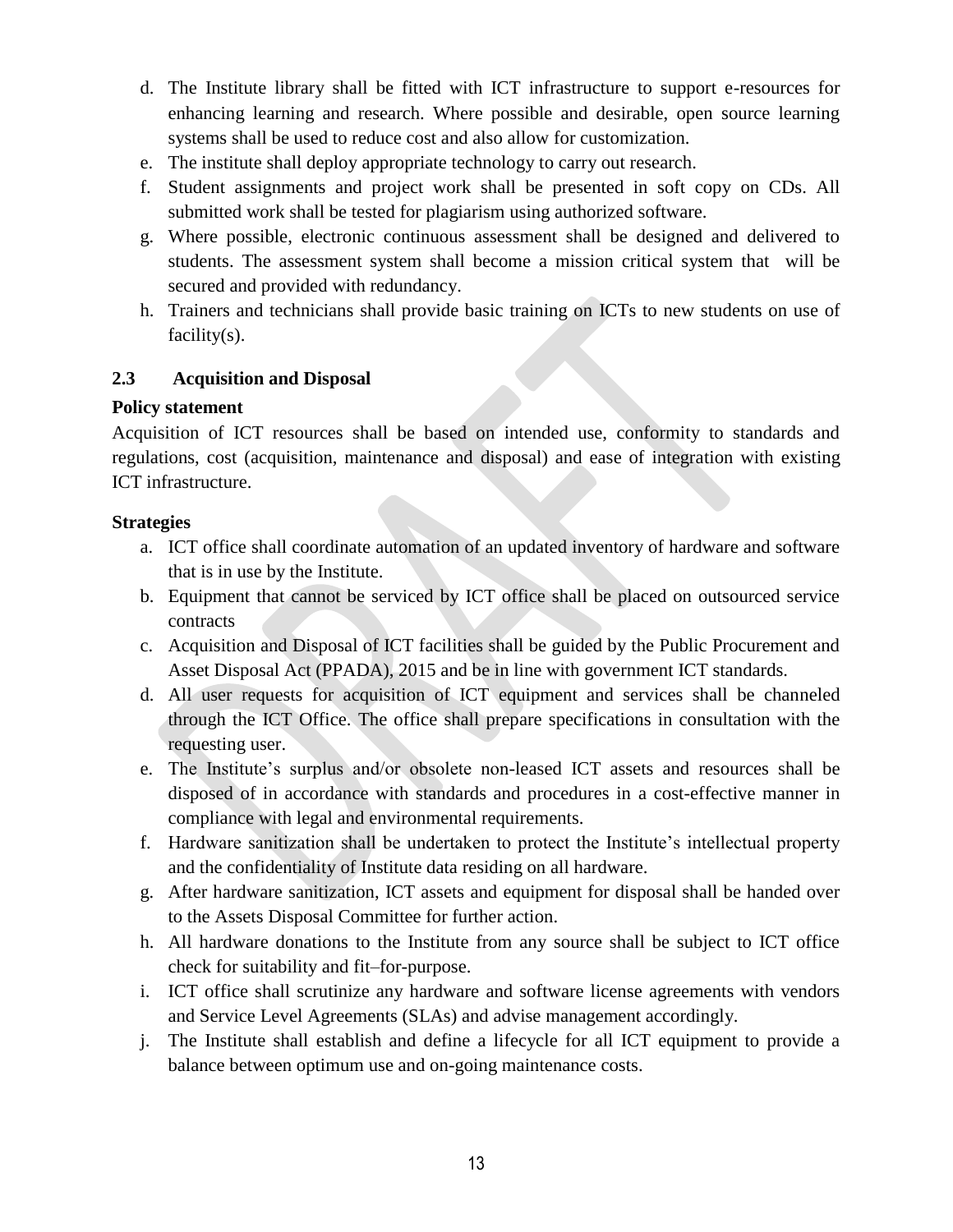d. The Institute library shall be fitted with ICT infrastructure to support e-resources for enhancing learning and research. Where possible and desirable, open source learning systems shall be used to reduce cost and also allow for customization.
e. The institute shall deploy appropriate technology to carry out research.
f. Student assignments and project work shall be presented in soft copy on CDs. All submitted work shall be tested for plagiarism using authorized software.
g. Where possible, electronic continuous assessment shall be designed and delivered to students. The assessment system shall become a mission critical system that will be secured and provided with redundancy.
h. Trainers and technicians shall provide basic training on ICTs to new students on use of facility(s).

### 2.3 Acquisition and Disposal

**Policy statement**

Acquisition of ICT resources shall be based on intended use, conformity to standards and regulations, cost (acquisition, maintenance and disposal) and ease of integration with existing ICT infrastructure.

**Strategies**

a. ICT office shall coordinate automation of an updated inventory of hardware and software that is in use by the Institute.
b. Equipment that cannot be serviced by ICT office shall be placed on outsourced service contracts
c. Acquisition and Disposal of ICT facilities shall be guided by the Public Procurement and Asset Disposal Act (PPADA), 2015 and be in line with government ICT standards.
d. All user requests for acquisition of ICT equipment and services shall be channeled through the ICT Office. The office shall prepare specifications in consultation with the requesting user.
e. The Institute's surplus and/or obsolete non-leased ICT assets and resources shall be disposed of in accordance with standards and procedures in a cost-effective manner in compliance with legal and environmental requirements.
f. Hardware sanitization shall be undertaken to protect the Institute's intellectual property and the confidentiality of Institute data residing on all hardware.
g. After hardware sanitization, ICT assets and equipment for disposal shall be handed over to the Assets Disposal Committee for further action.
h. All hardware donations to the Institute from any source shall be subject to ICT office check for suitability and fit–for-purpose.
i. ICT office shall scrutinize any hardware and software license agreements with vendors and Service Level Agreements (SLAs) and advise management accordingly.
j. The Institute shall establish and define a lifecycle for all ICT equipment to provide a balance between optimum use and on-going maintenance costs.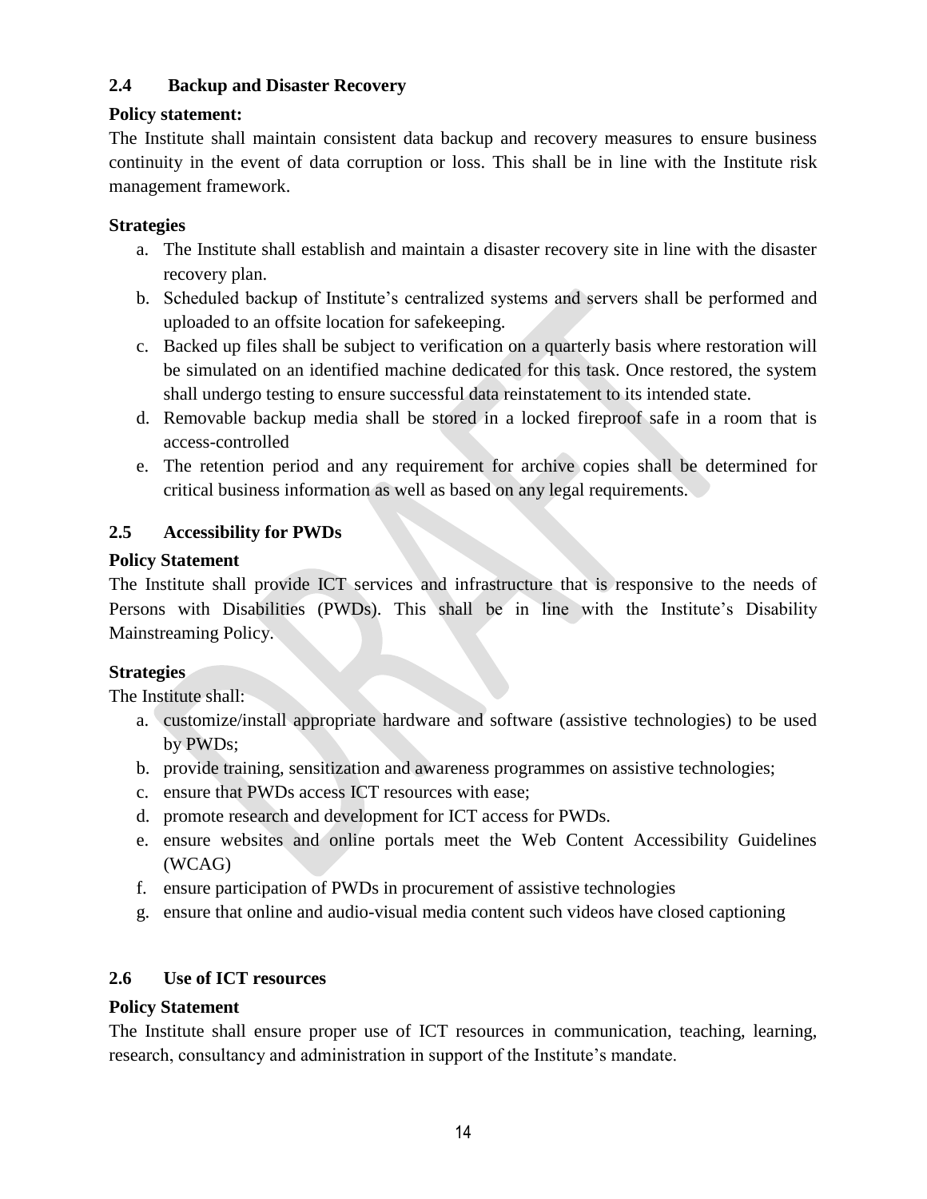### 2.4 Backup and Disaster Recovery

**Policy statement:**

The Institute shall maintain consistent data backup and recovery measures to ensure business continuity in the event of data corruption or loss. This shall be in line with the Institute risk management framework.

**Strategies**

a. The Institute shall establish and maintain a disaster recovery site in line with the disaster recovery plan.
b. Scheduled backup of Institute's centralized systems and servers shall be performed and uploaded to an offsite location for safekeeping.
c. Backed up files shall be subject to verification on a quarterly basis where restoration will be simulated on an identified machine dedicated for this task. Once restored, the system shall undergo testing to ensure successful data reinstatement to its intended state.
d. Removable backup media shall be stored in a locked fireproof safe in a room that is access-controlled
e. The retention period and any requirement for archive copies shall be determined for critical business information as well as based on any legal requirements.

### 2.5 Accessibility for PWDs

**Policy Statement**

The Institute shall provide ICT services and infrastructure that is responsive to the needs of Persons with Disabilities (PWDs). This shall be in line with the Institute's Disability Mainstreaming Policy.

**Strategies**

The Institute shall:

a. customize/install appropriate hardware and software (assistive technologies) to be used by PWDs;
b. provide training, sensitization and awareness programmes on assistive technologies;
c. ensure that PWDs access ICT resources with ease;
d. promote research and development for ICT access for PWDs.
e. ensure websites and online portals meet the Web Content Accessibility Guidelines (WCAG)
f. ensure participation of PWDs in procurement of assistive technologies
g. ensure that online and audio-visual media content such videos have closed captioning

### 2.6 Use of ICT resources

**Policy Statement**

The Institute shall ensure proper use of ICT resources in communication, teaching, learning, research, consultancy and administration in support of the Institute's mandate.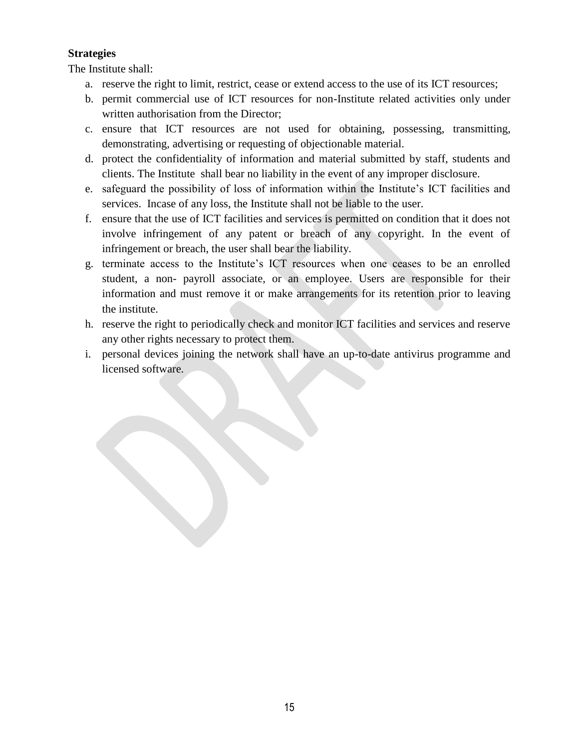**Strategies**

The Institute shall:

a. reserve the right to limit, restrict, cease or extend access to the use of its ICT resources;
b. permit commercial use of ICT resources for non-Institute related activities only under written authorisation from the Director;
c. ensure that ICT resources are not used for obtaining, possessing, transmitting, demonstrating, advertising or requesting of objectionable material.
d. protect the confidentiality of information and material submitted by staff, students and clients. The Institute shall bear no liability in the event of any improper disclosure.
e. safeguard the possibility of loss of information within the Institute's ICT facilities and services. Incase of any loss, the Institute shall not be liable to the user.
f. ensure that the use of ICT facilities and services is permitted on condition that it does not involve infringement of any patent or breach of any copyright. In the event of infringement or breach, the user shall bear the liability.
g. terminate access to the Institute's ICT resources when one ceases to be an enrolled student, a non- payroll associate, or an employee. Users are responsible for their information and must remove it or make arrangements for its retention prior to leaving the institute.
h. reserve the right to periodically check and monitor ICT facilities and services and reserve any other rights necessary to protect them.
i. personal devices joining the network shall have an up-to-date antivirus programme and licensed software.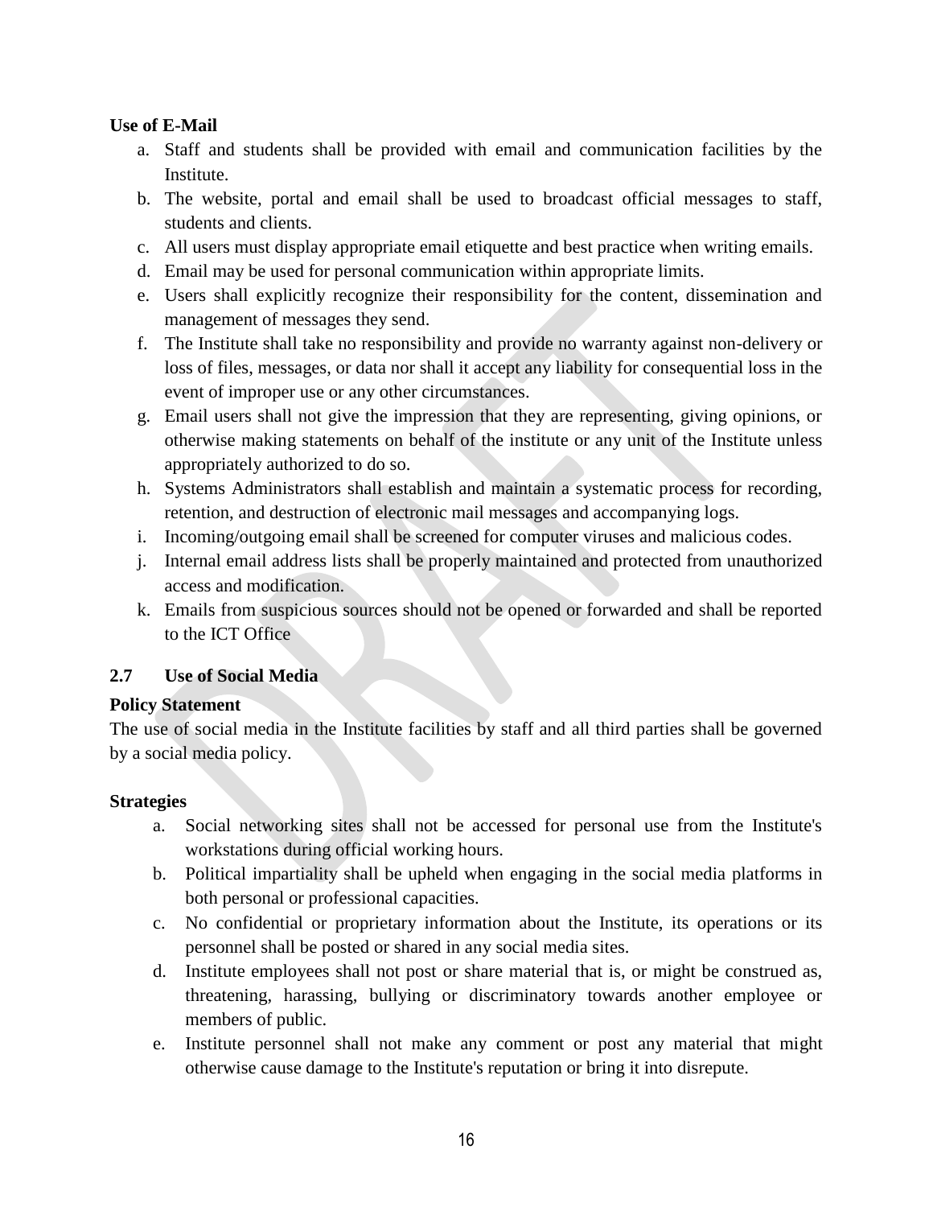**Use of E-Mail**

a. Staff and students shall be provided with email and communication facilities by the Institute.
b. The website, portal and email shall be used to broadcast official messages to staff, students and clients.
c. All users must display appropriate email etiquette and best practice when writing emails.
d. Email may be used for personal communication within appropriate limits.
e. Users shall explicitly recognize their responsibility for the content, dissemination and management of messages they send.
f. The Institute shall take no responsibility and provide no warranty against non-delivery or loss of files, messages, or data nor shall it accept any liability for consequential loss in the event of improper use or any other circumstances.
g. Email users shall not give the impression that they are representing, giving opinions, or otherwise making statements on behalf of the institute or any unit of the Institute unless appropriately authorized to do so.
h. Systems Administrators shall establish and maintain a systematic process for recording, retention, and destruction of electronic mail messages and accompanying logs.
i. Incoming/outgoing email shall be screened for computer viruses and malicious codes.
j. Internal email address lists shall be properly maintained and protected from unauthorized access and modification.
k. Emails from suspicious sources should not be opened or forwarded and shall be reported to the ICT Office

## 2.7 Use of Social Media

**Policy Statement**

The use of social media in the Institute facilities by staff and all third parties shall be governed by a social media policy.

**Strategies**

a. Social networking sites shall not be accessed for personal use from the Institute's workstations during official working hours.
b. Political impartiality shall be upheld when engaging in the social media platforms in both personal or professional capacities.
c. No confidential or proprietary information about the Institute, its operations or its personnel shall be posted or shared in any social media sites.
d. Institute employees shall not post or share material that is, or might be construed as, threatening, harassing, bullying or discriminatory towards another employee or members of public.
e. Institute personnel shall not make any comment or post any material that might otherwise cause damage to the Institute's reputation or bring it into disrepute.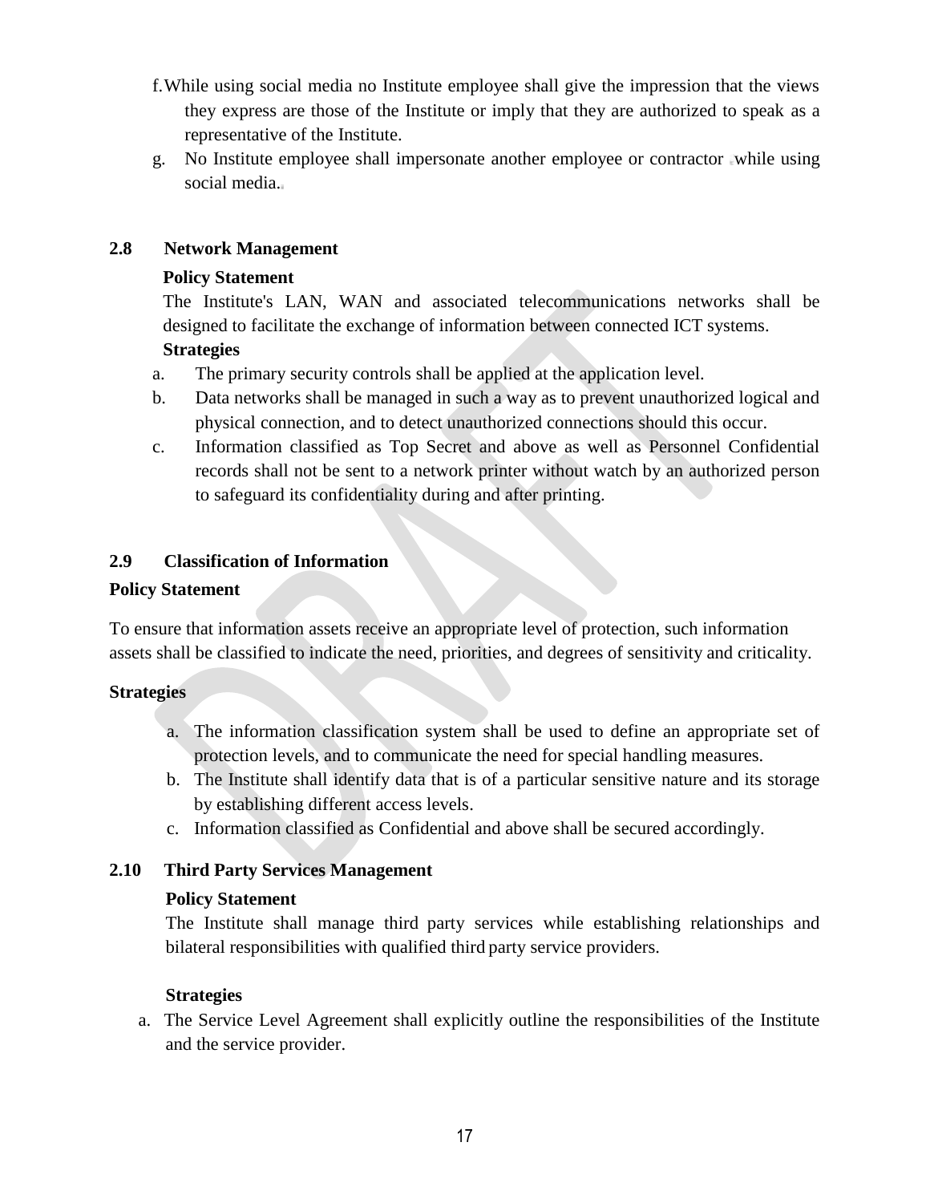f. While using social media no Institute employee shall give the impression that the views they express are those of the Institute or imply that they are authorized to speak as a representative of the Institute.

g. No Institute employee shall impersonate another employee or contractor while using social media.

### 2.8 Network Management

**Policy Statement**

The Institute's LAN, WAN and associated telecommunications networks shall be designed to facilitate the exchange of information between connected ICT systems.

**Strategies**

a. The primary security controls shall be applied at the application level.

b. Data networks shall be managed in such a way as to prevent unauthorized logical and physical connection, and to detect unauthorized connections should this occur.

c. Information classified as Top Secret and above as well as Personnel Confidential records shall not be sent to a network printer without watch by an authorized person to safeguard its confidentiality during and after printing.

### 2.9 Classification of Information

**Policy Statement**

To ensure that information assets receive an appropriate level of protection, such information assets shall be classified to indicate the need, priorities, and degrees of sensitivity and criticality.

**Strategies**

a. The information classification system shall be used to define an appropriate set of protection levels, and to communicate the need for special handling measures.

b. The Institute shall identify data that is of a particular sensitive nature and its storage by establishing different access levels.

c. Information classified as Confidential and above shall be secured accordingly.

### 2.10 Third Party Services Management

**Policy Statement**

The Institute shall manage third party services while establishing relationships and bilateral responsibilities with qualified third party service providers.

**Strategies**

a. The Service Level Agreement shall explicitly outline the responsibilities of the Institute and the service provider.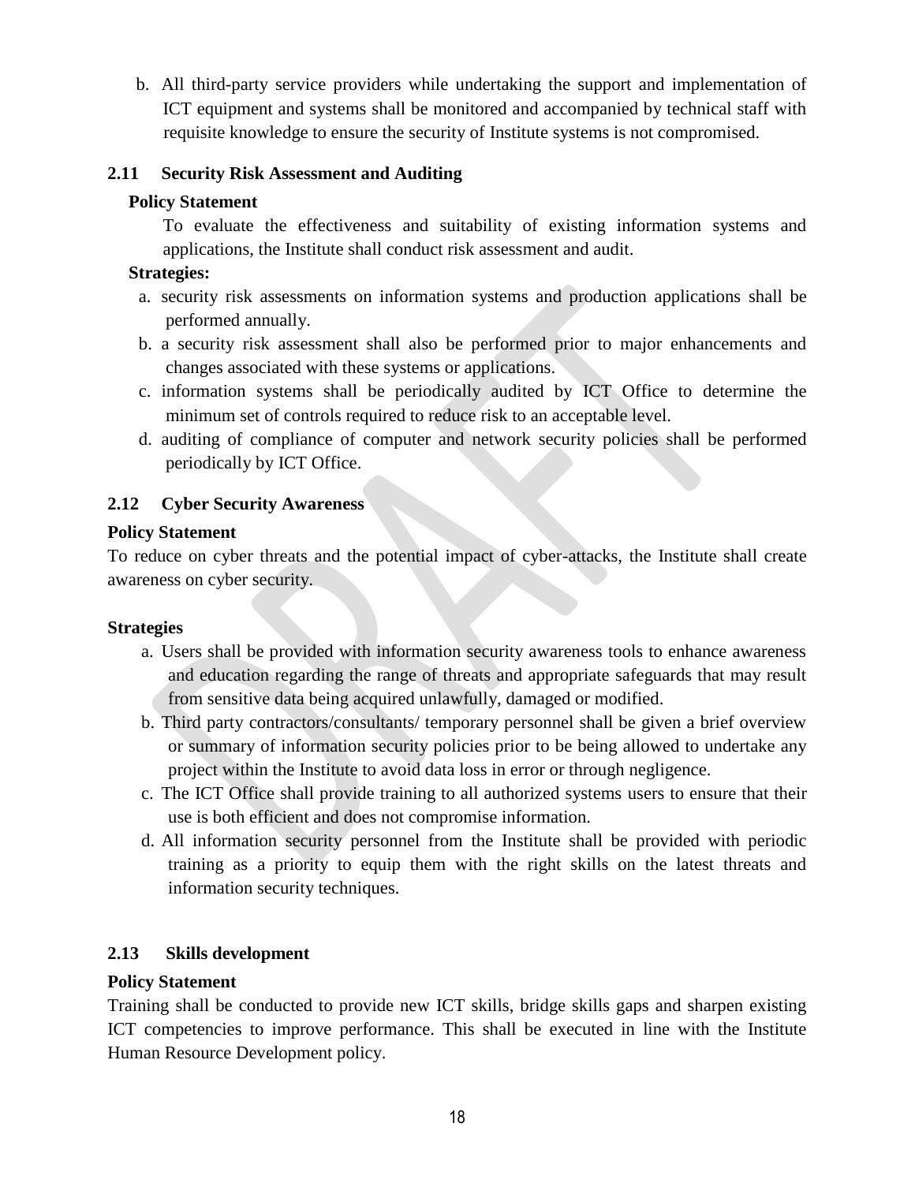b. All third-party service providers while undertaking the support and implementation of ICT equipment and systems shall be monitored and accompanied by technical staff with requisite knowledge to ensure the security of Institute systems is not compromised.

### 2.11 Security Risk Assessment and Auditing

**Policy Statement**

To evaluate the effectiveness and suitability of existing information systems and applications, the Institute shall conduct risk assessment and audit.

**Strategies:**

a. security risk assessments on information systems and production applications shall be performed annually.
b. a security risk assessment shall also be performed prior to major enhancements and changes associated with these systems or applications.
c. information systems shall be periodically audited by ICT Office to determine the minimum set of controls required to reduce risk to an acceptable level.
d. auditing of compliance of computer and network security policies shall be performed periodically by ICT Office.

### 2.12 Cyber Security Awareness

**Policy Statement**

To reduce on cyber threats and the potential impact of cyber-attacks, the Institute shall create awareness on cyber security.

**Strategies**

a. Users shall be provided with information security awareness tools to enhance awareness and education regarding the range of threats and appropriate safeguards that may result from sensitive data being acquired unlawfully, damaged or modified.
b. Third party contractors/consultants/ temporary personnel shall be given a brief overview or summary of information security policies prior to be being allowed to undertake any project within the Institute to avoid data loss in error or through negligence.
c. The ICT Office shall provide training to all authorized systems users to ensure that their use is both efficient and does not compromise information.
d. All information security personnel from the Institute shall be provided with periodic training as a priority to equip them with the right skills on the latest threats and information security techniques.

### 2.13 Skills development

**Policy Statement**

Training shall be conducted to provide new ICT skills, bridge skills gaps and sharpen existing ICT competencies to improve performance. This shall be executed in line with the Institute Human Resource Development policy.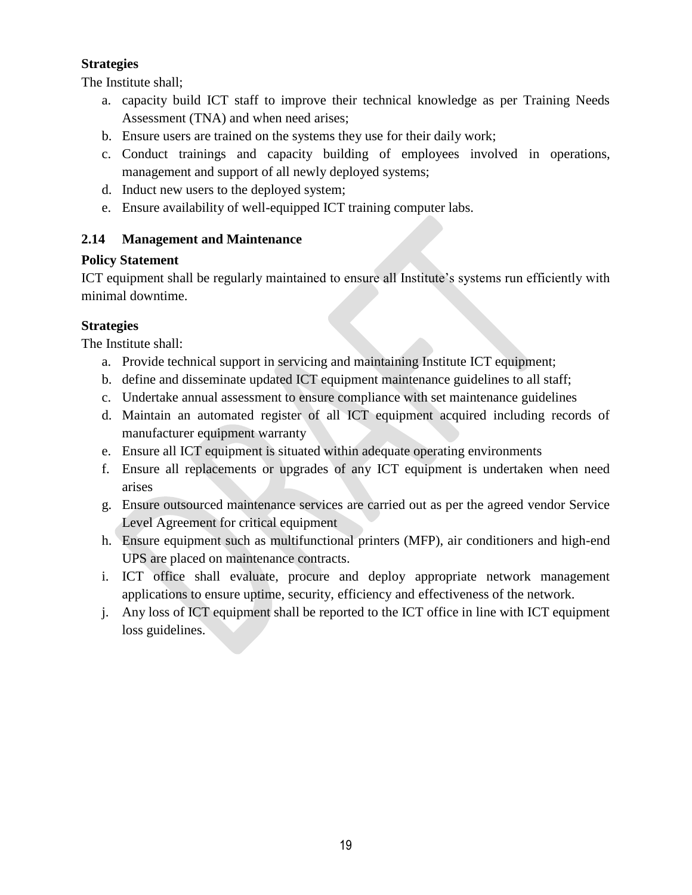**Strategies**

The Institute shall;

a. capacity build ICT staff to improve their technical knowledge as per Training Needs Assessment (TNA) and when need arises;
b. Ensure users are trained on the systems they use for their daily work;
c. Conduct trainings and capacity building of employees involved in operations, management and support of all newly deployed systems;
d. Induct new users to the deployed system;
e. Ensure availability of well-equipped ICT training computer labs.

## 2.14 Management and Maintenance

**Policy Statement**

ICT equipment shall be regularly maintained to ensure all Institute's systems run efficiently with minimal downtime.

**Strategies**

The Institute shall:

a. Provide technical support in servicing and maintaining Institute ICT equipment;
b. define and disseminate updated ICT equipment maintenance guidelines to all staff;
c. Undertake annual assessment to ensure compliance with set maintenance guidelines
d. Maintain an automated register of all ICT equipment acquired including records of manufacturer equipment warranty
e. Ensure all ICT equipment is situated within adequate operating environments
f. Ensure all replacements or upgrades of any ICT equipment is undertaken when need arises
g. Ensure outsourced maintenance services are carried out as per the agreed vendor Service Level Agreement for critical equipment
h. Ensure equipment such as multifunctional printers (MFP), air conditioners and high-end UPS are placed on maintenance contracts.
i. ICT office shall evaluate, procure and deploy appropriate network management applications to ensure uptime, security, efficiency and effectiveness of the network.
j. Any loss of ICT equipment shall be reported to the ICT office in line with ICT equipment loss guidelines.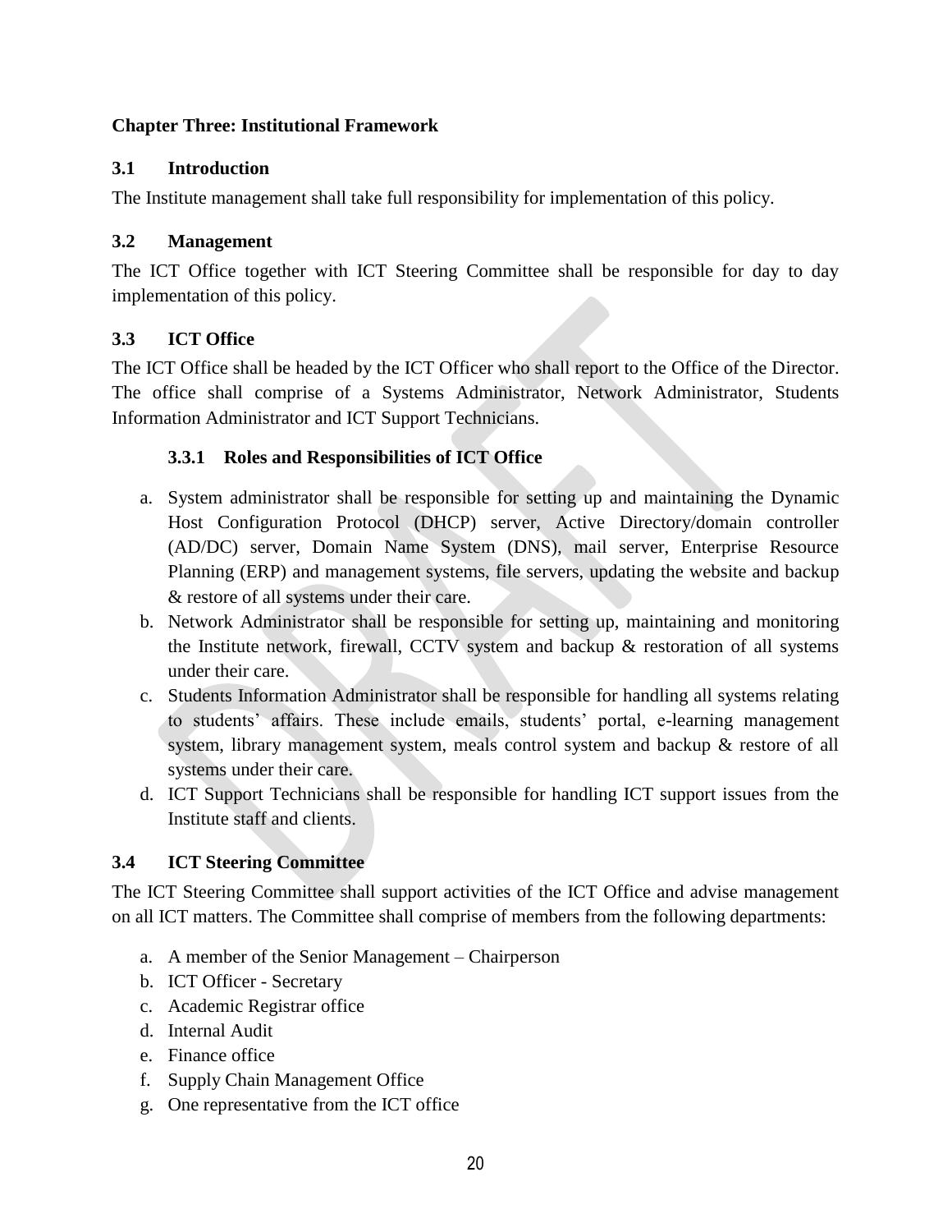# Chapter Three: Institutional Framework

## 3.1 Introduction

The Institute management shall take full responsibility for implementation of this policy.

## 3.2 Management

The ICT Office together with ICT Steering Committee shall be responsible for day to day implementation of this policy.

## 3.3 ICT Office

The ICT Office shall be headed by the ICT Officer who shall report to the Office of the Director. The office shall comprise of a Systems Administrator, Network Administrator, Students Information Administrator and ICT Support Technicians.

### 3.3.1 Roles and Responsibilities of ICT Office

a. System administrator shall be responsible for setting up and maintaining the Dynamic Host Configuration Protocol (DHCP) server, Active Directory/domain controller (AD/DC) server, Domain Name System (DNS), mail server, Enterprise Resource Planning (ERP) and management systems, file servers, updating the website and backup & restore of all systems under their care.
b. Network Administrator shall be responsible for setting up, maintaining and monitoring the Institute network, firewall, CCTV system and backup & restoration of all systems under their care.
c. Students Information Administrator shall be responsible for handling all systems relating to students' affairs. These include emails, students' portal, e-learning management system, library management system, meals control system and backup & restore of all systems under their care.
d. ICT Support Technicians shall be responsible for handling ICT support issues from the Institute staff and clients.

## 3.4 ICT Steering Committee

The ICT Steering Committee shall support activities of the ICT Office and advise management on all ICT matters. The Committee shall comprise of members from the following departments:

a. A member of the Senior Management – Chairperson
b. ICT Officer - Secretary
c. Academic Registrar office
d. Internal Audit
e. Finance office
f. Supply Chain Management Office
g. One representative from the ICT office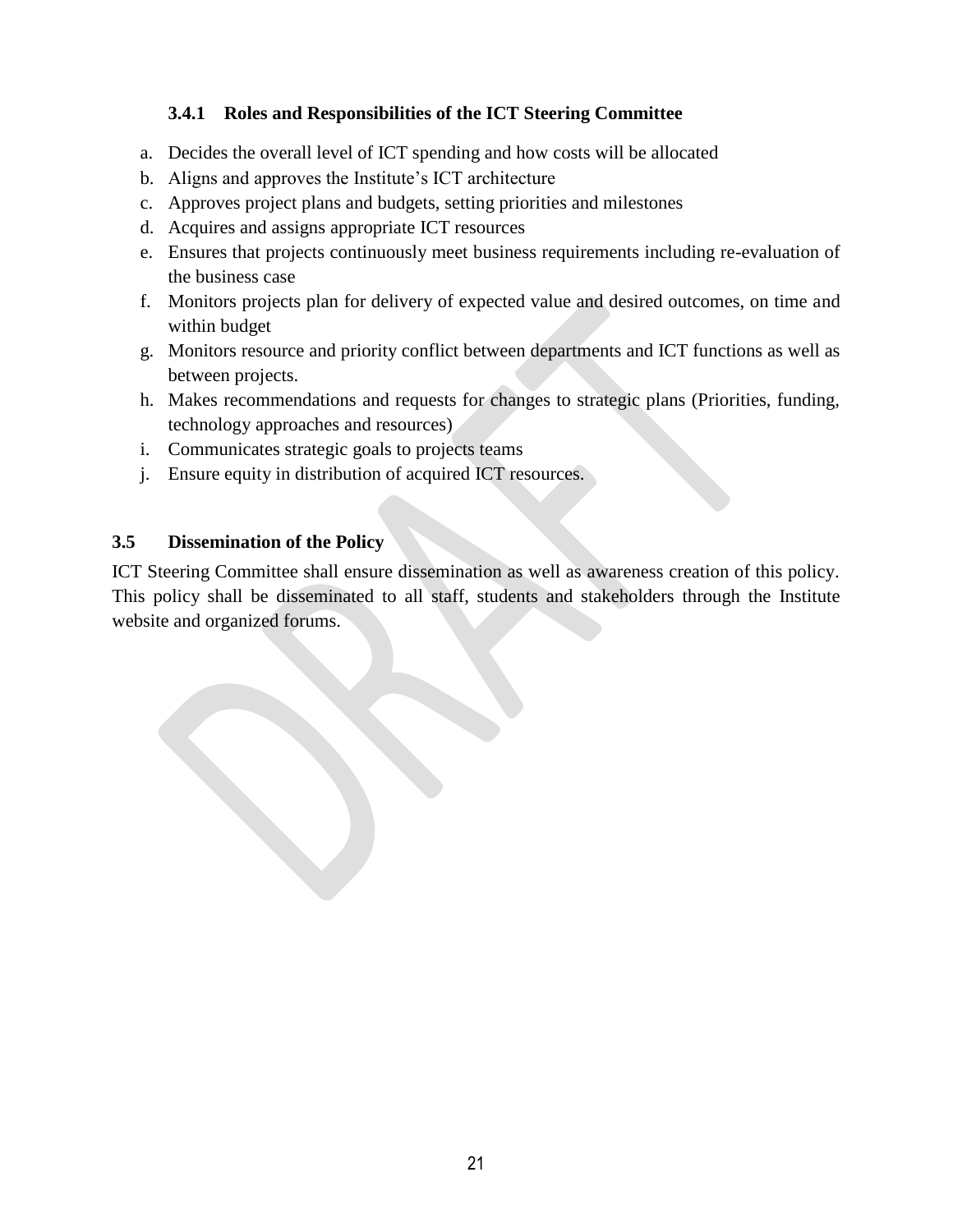### 3.4.1 Roles and Responsibilities of the ICT Steering Committee

a. Decides the overall level of ICT spending and how costs will be allocated
b. Aligns and approves the Institute's ICT architecture
c. Approves project plans and budgets, setting priorities and milestones
d. Acquires and assigns appropriate ICT resources
e. Ensures that projects continuously meet business requirements including re-evaluation of the business case
f. Monitors projects plan for delivery of expected value and desired outcomes, on time and within budget
g. Monitors resource and priority conflict between departments and ICT functions as well as between projects.
h. Makes recommendations and requests for changes to strategic plans (Priorities, funding, technology approaches and resources)
i. Communicates strategic goals to projects teams
j. Ensure equity in distribution of acquired ICT resources.

## 3.5 Dissemination of the Policy

ICT Steering Committee shall ensure dissemination as well as awareness creation of this policy. This policy shall be disseminated to all staff, students and stakeholders through the Institute website and organized forums.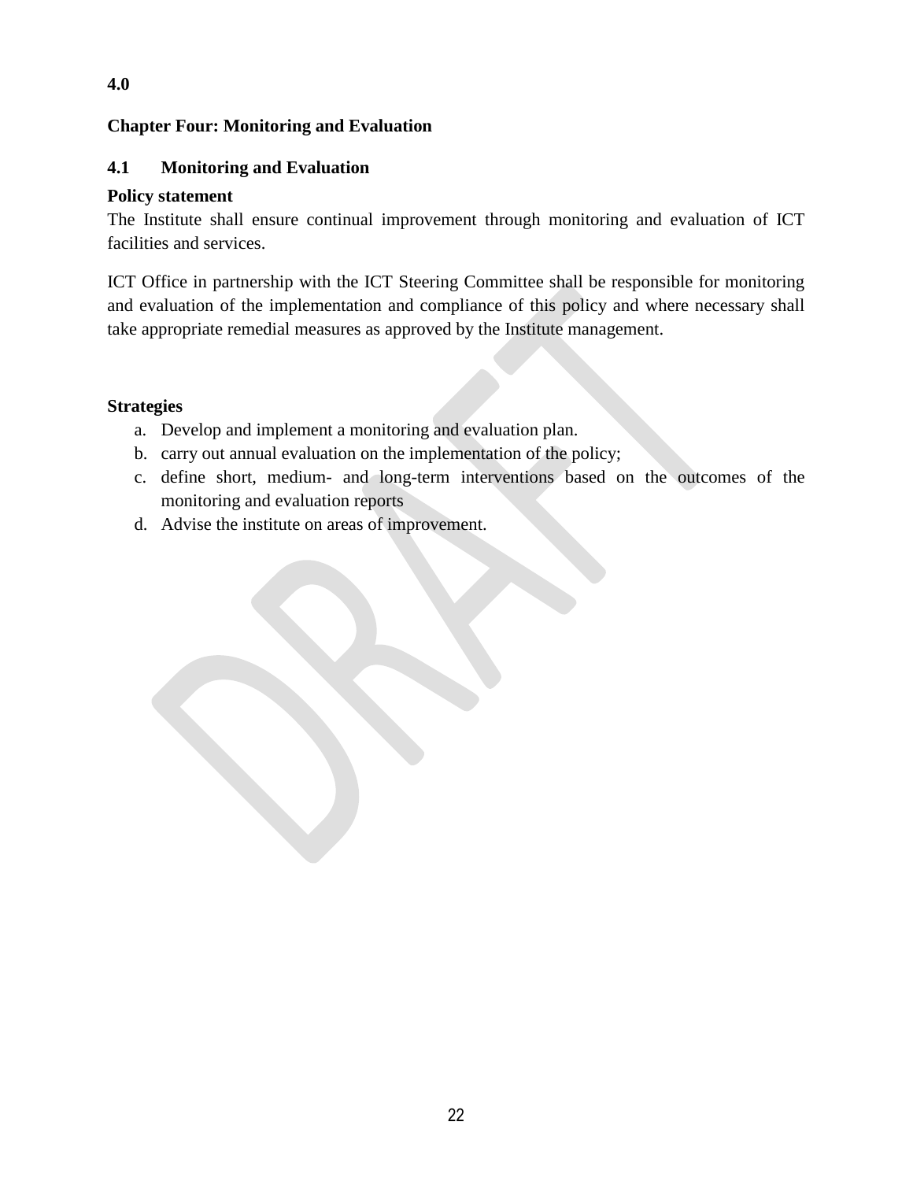# 4.0

# Chapter Four: Monitoring and Evaluation

## 4.1 Monitoring and Evaluation

**Policy statement**

The Institute shall ensure continual improvement through monitoring and evaluation of ICT facilities and services.

ICT Office in partnership with the ICT Steering Committee shall be responsible for monitoring and evaluation of the implementation and compliance of this policy and where necessary shall take appropriate remedial measures as approved by the Institute management.

**Strategies**

a. Develop and implement a monitoring and evaluation plan.
b. carry out annual evaluation on the implementation of the policy;
c. define short, medium- and long-term interventions based on the outcomes of the monitoring and evaluation reports
d. Advise the institute on areas of improvement.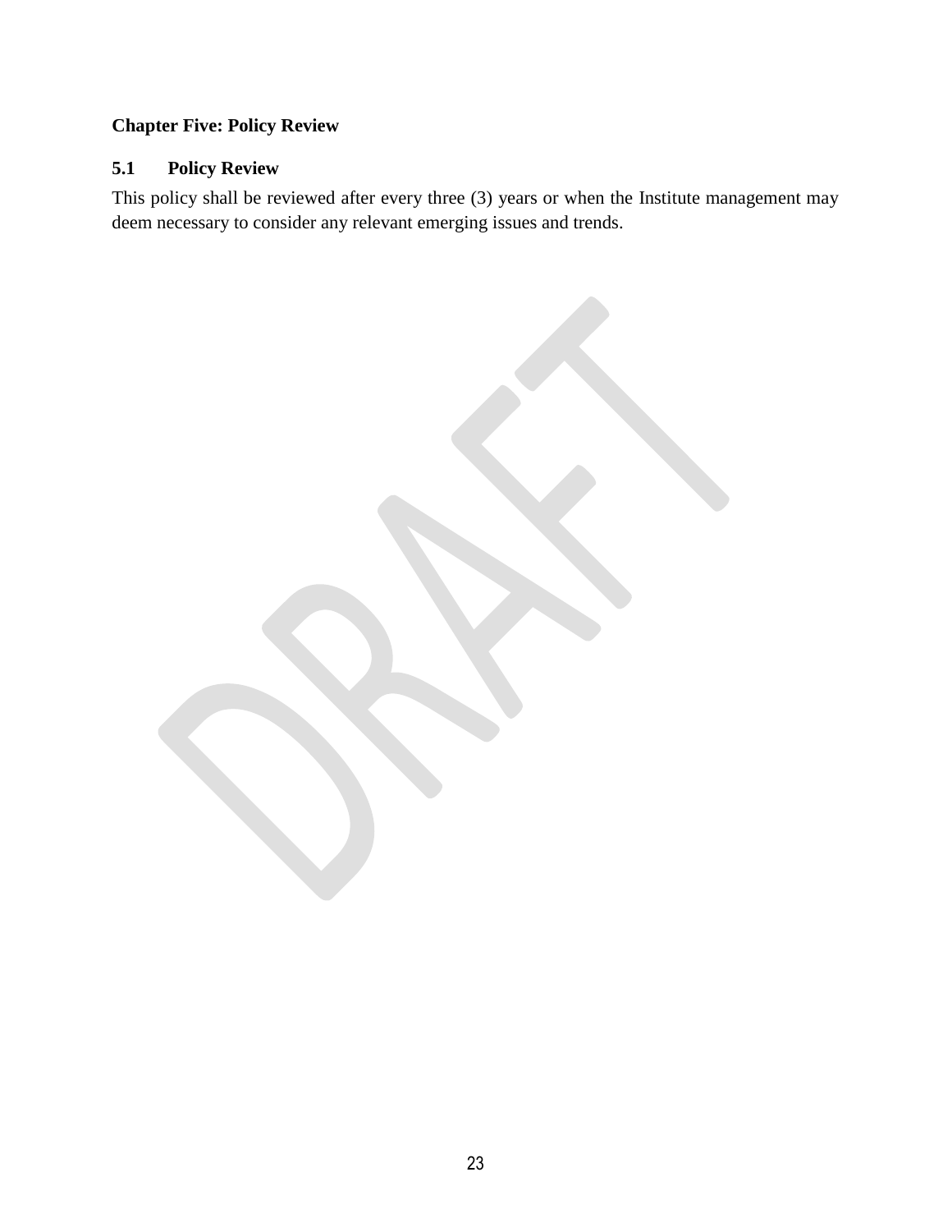## Chapter Five: Policy Review

### 5.1 Policy Review

This policy shall be reviewed after every three (3) years or when the Institute management may deem necessary to consider any relevant emerging issues and trends.